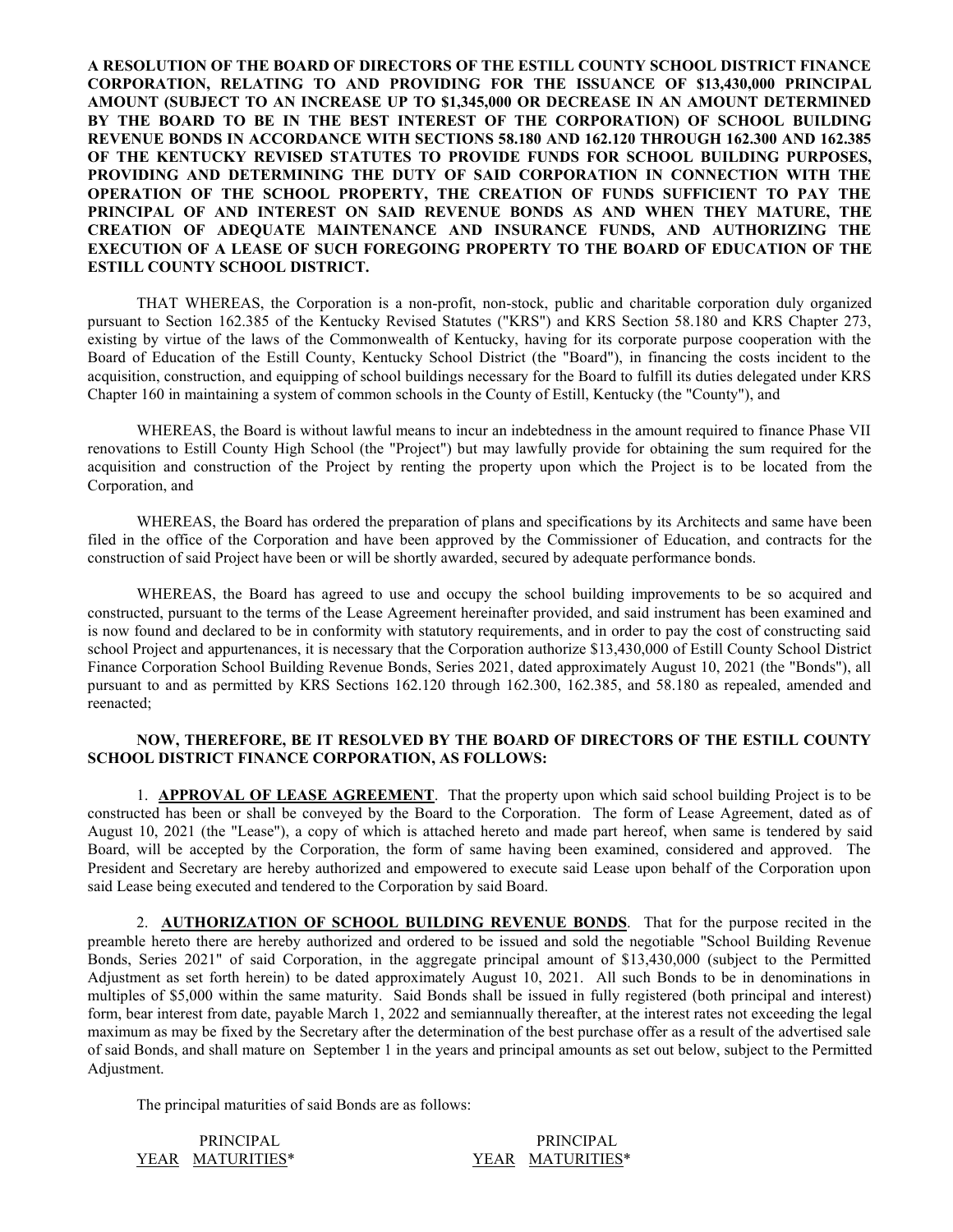**A RESOLUTION OF THE BOARD OF DIRECTORS OF THE ESTILL COUNTY SCHOOL DISTRICT FINANCE CORPORATION, RELATING TO AND PROVIDING FOR THE ISSUANCE OF $13,430,000 PRINCIPAL AMOUNT (SUBJECT TO AN INCREASE UP TO $1,345,000 OR DECREASE IN AN AMOUNT DETERMINED BY THE BOARD TO BE IN THE BEST INTEREST OF THE CORPORATION) OF SCHOOL BUILDING REVENUE BONDS IN ACCORDANCE WITH SECTIONS 58.180 AND 162.120 THROUGH 162.300 AND 162.385 OF THE KENTUCKY REVISED STATUTES TO PROVIDE FUNDS FOR SCHOOL BUILDING PURPOSES, PROVIDING AND DETERMINING THE DUTY OF SAID CORPORATION IN CONNECTION WITH THE OPERATION OF THE SCHOOL PROPERTY, THE CREATION OF FUNDS SUFFICIENT TO PAY THE PRINCIPAL OF AND INTEREST ON SAID REVENUE BONDS AS AND WHEN THEY MATURE, THE CREATION OF ADEQUATE MAINTENANCE AND INSURANCE FUNDS, AND AUTHORIZING THE EXECUTION OF A LEASE OF SUCH FOREGOING PROPERTY TO THE BOARD OF EDUCATION OF THE ESTILL COUNTY SCHOOL DISTRICT.**

THAT WHEREAS, the Corporation is a non-profit, non-stock, public and charitable corporation duly organized pursuant to Section 162.385 of the Kentucky Revised Statutes ("KRS") and KRS Section 58.180 and KRS Chapter 273, existing by virtue of the laws of the Commonwealth of Kentucky, having for its corporate purpose cooperation with the Board of Education of the Estill County, Kentucky School District (the "Board"), in financing the costs incident to the acquisition, construction, and equipping of school buildings necessary for the Board to fulfill its duties delegated under KRS Chapter 160 in maintaining a system of common schools in the County of Estill, Kentucky (the "County"), and

WHEREAS, the Board is without lawful means to incur an indebtedness in the amount required to finance Phase VII renovations to Estill County High School (the "Project") but may lawfully provide for obtaining the sum required for the acquisition and construction of the Project by renting the property upon which the Project is to be located from the Corporation, and

WHEREAS, the Board has ordered the preparation of plans and specifications by its Architects and same have been filed in the office of the Corporation and have been approved by the Commissioner of Education, and contracts for the construction of said Project have been or will be shortly awarded, secured by adequate performance bonds.

WHEREAS, the Board has agreed to use and occupy the school building improvements to be so acquired and constructed, pursuant to the terms of the Lease Agreement hereinafter provided, and said instrument has been examined and is now found and declared to be in conformity with statutory requirements, and in order to pay the cost of constructing said school Project and appurtenances, it is necessary that the Corporation authorize $13,430,000 of Estill County School District Finance Corporation School Building Revenue Bonds, Series 2021, dated approximately August 10, 2021 (the "Bonds"), all pursuant to and as permitted by KRS Sections 162.120 through 162.300, 162.385, and 58.180 as repealed, amended and reenacted;

**NOW, THEREFORE, BE IT RESOLVED BY THE BOARD OF DIRECTORS OF THE ESTILL COUNTY SCHOOL DISTRICT FINANCE CORPORATION, AS FOLLOWS:**

1. **APPROVAL OF LEASE AGREEMENT**. That the property upon which said school building Project is to be constructed has been or shall be conveyed by the Board to the Corporation. The form of Lease Agreement, dated as of August 10, 2021 (the "Lease"), a copy of which is attached hereto and made part hereof, when same is tendered by said Board, will be accepted by the Corporation, the form of same having been examined, considered and approved. The President and Secretary are hereby authorized and empowered to execute said Lease upon behalf of the Corporation upon said Lease being executed and tendered to the Corporation by said Board.

2. **AUTHORIZATION OF SCHOOL BUILDING REVENUE BONDS**. That for the purpose recited in the preamble hereto there are hereby authorized and ordered to be issued and sold the negotiable "School Building Revenue Bonds, Series 2021" of said Corporation, in the aggregate principal amount of $13,430,000 (subject to the Permitted Adjustment as set forth herein) to be dated approximately August 10, 2021. All such Bonds to be in denominations in multiples of $5,000 within the same maturity. Said Bonds shall be issued in fully registered (both principal and interest) form, bear interest from date, payable March 1, 2022 and semiannually thereafter, at the interest rates not exceeding the legal maximum as may be fixed by the Secretary after the determination of the best purchase offer as a result of the advertised sale of said Bonds, and shall mature on September 1 in the years and principal amounts as set out below, subject to the Permitted Adjustment.

The principal maturities of said Bonds are as follows:

| YEAR | PRINCIPAL MATURITIES* | YEAR | PRINCIPAL MATURITIES* |
|---|---|---|---|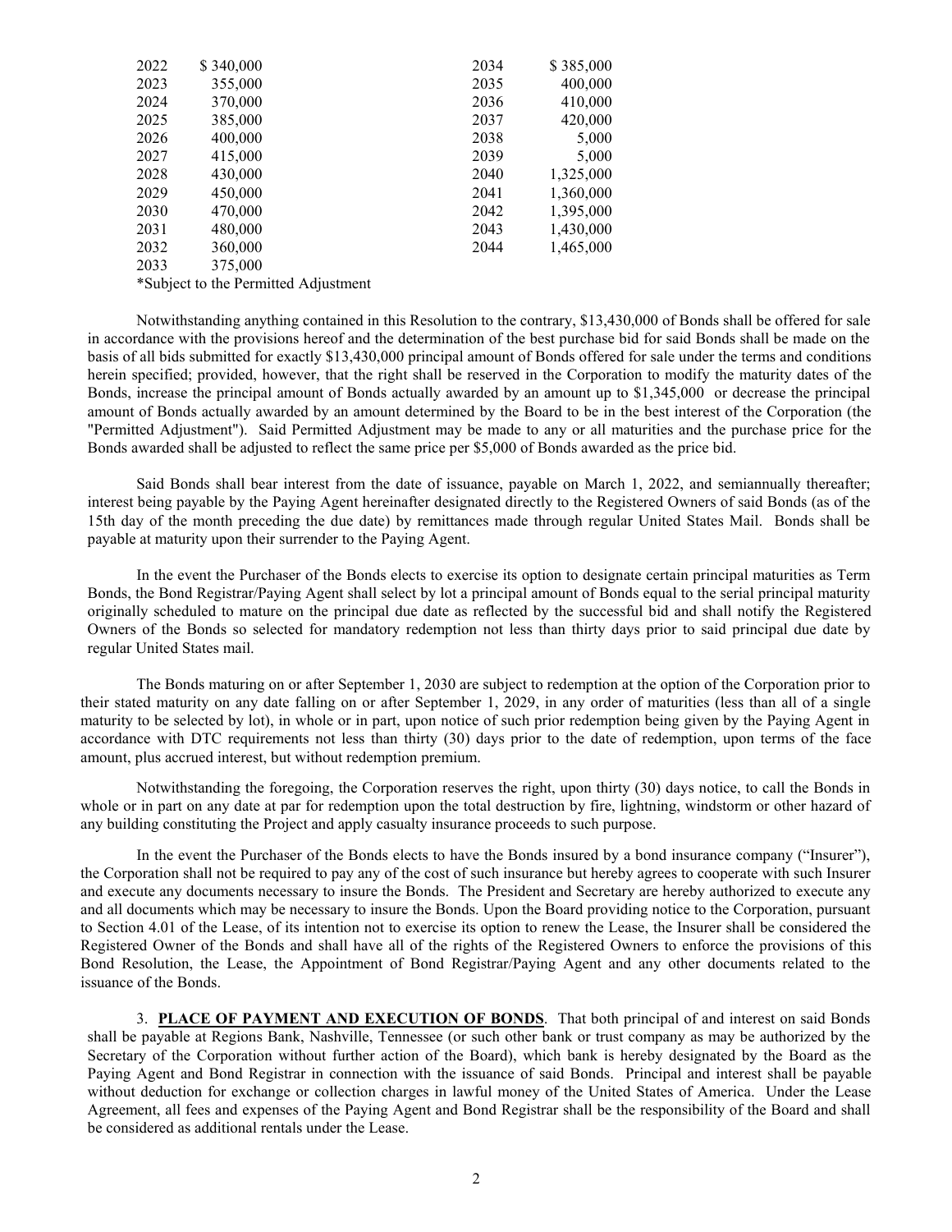| | | | |
|---|---|---|---|
| 2022 | $ 340,000 | 2034 | $ 385,000 |
| 2023 | 355,000 | 2035 | 400,000 |
| 2024 | 370,000 | 2036 | 410,000 |
| 2025 | 385,000 | 2037 | 420,000 |
| 2026 | 400,000 | 2038 | 5,000 |
| 2027 | 415,000 | 2039 | 5,000 |
| 2028 | 430,000 | 2040 | 1,325,000 |
| 2029 | 450,000 | 2041 | 1,360,000 |
| 2030 | 470,000 | 2042 | 1,395,000 |
| 2031 | 480,000 | 2043 | 1,430,000 |
| 2032 | 360,000 | 2044 | 1,465,000 |
| 2033 | 375,000 | | |

*Subject to the Permitted Adjustment

Notwithstanding anything contained in this Resolution to the contrary, $13,430,000 of Bonds shall be offered for sale in accordance with the provisions hereof and the determination of the best purchase bid for said Bonds shall be made on the basis of all bids submitted for exactly $13,430,000 principal amount of Bonds offered for sale under the terms and conditions herein specified; provided, however, that the right shall be reserved in the Corporation to modify the maturity dates of the Bonds, increase the principal amount of Bonds actually awarded by an amount up to $1,345,000 or decrease the principal amount of Bonds actually awarded by an amount determined by the Board to be in the best interest of the Corporation (the "Permitted Adjustment"). Said Permitted Adjustment may be made to any or all maturities and the purchase price for the Bonds awarded shall be adjusted to reflect the same price per $5,000 of Bonds awarded as the price bid.

Said Bonds shall bear interest from the date of issuance, payable on March 1, 2022, and semiannually thereafter; interest being payable by the Paying Agent hereinafter designated directly to the Registered Owners of said Bonds (as of the 15th day of the month preceding the due date) by remittances made through regular United States Mail. Bonds shall be payable at maturity upon their surrender to the Paying Agent.

In the event the Purchaser of the Bonds elects to exercise its option to designate certain principal maturities as Term Bonds, the Bond Registrar/Paying Agent shall select by lot a principal amount of Bonds equal to the serial principal maturity originally scheduled to mature on the principal due date as reflected by the successful bid and shall notify the Registered Owners of the Bonds so selected for mandatory redemption not less than thirty days prior to said principal due date by regular United States mail.

The Bonds maturing on or after September 1, 2030 are subject to redemption at the option of the Corporation prior to their stated maturity on any date falling on or after September 1, 2029, in any order of maturities (less than all of a single maturity to be selected by lot), in whole or in part, upon notice of such prior redemption being given by the Paying Agent in accordance with DTC requirements not less than thirty (30) days prior to the date of redemption, upon terms of the face amount, plus accrued interest, but without redemption premium.

Notwithstanding the foregoing, the Corporation reserves the right, upon thirty (30) days notice, to call the Bonds in whole or in part on any date at par for redemption upon the total destruction by fire, lightning, windstorm or other hazard of any building constituting the Project and apply casualty insurance proceeds to such purpose.

In the event the Purchaser of the Bonds elects to have the Bonds insured by a bond insurance company ("Insurer"), the Corporation shall not be required to pay any of the cost of such insurance but hereby agrees to cooperate with such Insurer and execute any documents necessary to insure the Bonds. The President and Secretary are hereby authorized to execute any and all documents which may be necessary to insure the Bonds. Upon the Board providing notice to the Corporation, pursuant to Section 4.01 of the Lease, of its intention not to exercise its option to renew the Lease, the Insurer shall be considered the Registered Owner of the Bonds and shall have all of the rights of the Registered Owners to enforce the provisions of this Bond Resolution, the Lease, the Appointment of Bond Registrar/Paying Agent and any other documents related to the issuance of the Bonds.

3. **PLACE OF PAYMENT AND EXECUTION OF BONDS**. That both principal of and interest on said Bonds shall be payable at Regions Bank, Nashville, Tennessee (or such other bank or trust company as may be authorized by the Secretary of the Corporation without further action of the Board), which bank is hereby designated by the Board as the Paying Agent and Bond Registrar in connection with the issuance of said Bonds. Principal and interest shall be payable without deduction for exchange or collection charges in lawful money of the United States of America. Under the Lease Agreement, all fees and expenses of the Paying Agent and Bond Registrar shall be the responsibility of the Board and shall be considered as additional rentals under the Lease.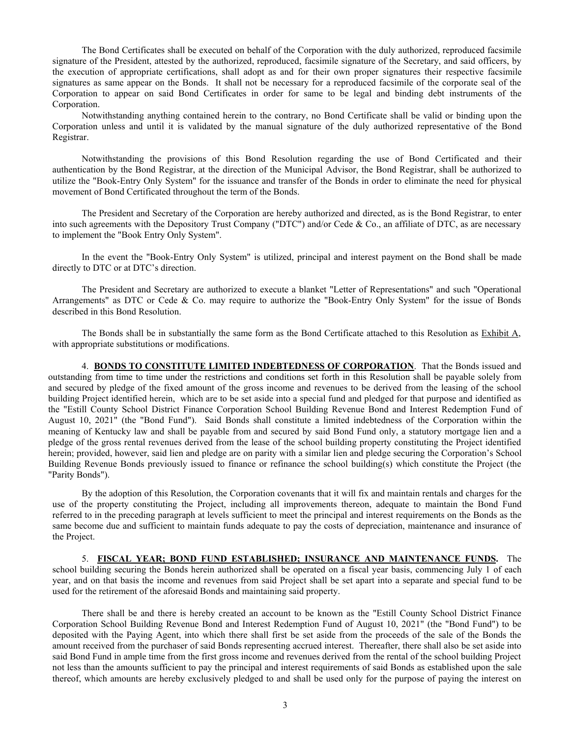The Bond Certificates shall be executed on behalf of the Corporation with the duly authorized, reproduced facsimile signature of the President, attested by the authorized, reproduced, facsimile signature of the Secretary, and said officers, by the execution of appropriate certifications, shall adopt as and for their own proper signatures their respective facsimile signatures as same appear on the Bonds. It shall not be necessary for a reproduced facsimile of the corporate seal of the Corporation to appear on said Bond Certificates in order for same to be legal and binding debt instruments of the Corporation.

Notwithstanding anything contained herein to the contrary, no Bond Certificate shall be valid or binding upon the Corporation unless and until it is validated by the manual signature of the duly authorized representative of the Bond Registrar.

Notwithstanding the provisions of this Bond Resolution regarding the use of Bond Certificated and their authentication by the Bond Registrar, at the direction of the Municipal Advisor, the Bond Registrar, shall be authorized to utilize the "Book-Entry Only System" for the issuance and transfer of the Bonds in order to eliminate the need for physical movement of Bond Certificated throughout the term of the Bonds.

The President and Secretary of the Corporation are hereby authorized and directed, as is the Bond Registrar, to enter into such agreements with the Depository Trust Company ("DTC") and/or Cede & Co., an affiliate of DTC, as are necessary to implement the "Book Entry Only System".

In the event the "Book-Entry Only System" is utilized, principal and interest payment on the Bond shall be made directly to DTC or at DTC's direction.

The President and Secretary are authorized to execute a blanket "Letter of Representations" and such "Operational Arrangements" as DTC or Cede & Co. may require to authorize the "Book-Entry Only System" for the issue of Bonds described in this Bond Resolution.

The Bonds shall be in substantially the same form as the Bond Certificate attached to this Resolution as Exhibit A, with appropriate substitutions or modifications.

4. **BONDS TO CONSTITUTE LIMITED INDEBTEDNESS OF CORPORATION**. That the Bonds issued and outstanding from time to time under the restrictions and conditions set forth in this Resolution shall be payable solely from and secured by pledge of the fixed amount of the gross income and revenues to be derived from the leasing of the school building Project identified herein, which are to be set aside into a special fund and pledged for that purpose and identified as the "Estill County School District Finance Corporation School Building Revenue Bond and Interest Redemption Fund of August 10, 2021" (the "Bond Fund"). Said Bonds shall constitute a limited indebtedness of the Corporation within the meaning of Kentucky law and shall be payable from and secured by said Bond Fund only, a statutory mortgage lien and a pledge of the gross rental revenues derived from the lease of the school building property constituting the Project identified herein; provided, however, said lien and pledge are on parity with a similar lien and pledge securing the Corporation's School Building Revenue Bonds previously issued to finance or refinance the school building(s) which constitute the Project (the "Parity Bonds").

By the adoption of this Resolution, the Corporation covenants that it will fix and maintain rentals and charges for the use of the property constituting the Project, including all improvements thereon, adequate to maintain the Bond Fund referred to in the preceding paragraph at levels sufficient to meet the principal and interest requirements on the Bonds as the same become due and sufficient to maintain funds adequate to pay the costs of depreciation, maintenance and insurance of the Project.

5. **FISCAL YEAR; BOND FUND ESTABLISHED; INSURANCE AND MAINTENANCE FUNDS.** The school building securing the Bonds herein authorized shall be operated on a fiscal year basis, commencing July 1 of each year, and on that basis the income and revenues from said Project shall be set apart into a separate and special fund to be used for the retirement of the aforesaid Bonds and maintaining said property.

There shall be and there is hereby created an account to be known as the "Estill County School District Finance Corporation School Building Revenue Bond and Interest Redemption Fund of August 10, 2021" (the "Bond Fund") to be deposited with the Paying Agent, into which there shall first be set aside from the proceeds of the sale of the Bonds the amount received from the purchaser of said Bonds representing accrued interest. Thereafter, there shall also be set aside into said Bond Fund in ample time from the first gross income and revenues derived from the rental of the school building Project not less than the amounts sufficient to pay the principal and interest requirements of said Bonds as established upon the sale thereof, which amounts are hereby exclusively pledged to and shall be used only for the purpose of paying the interest on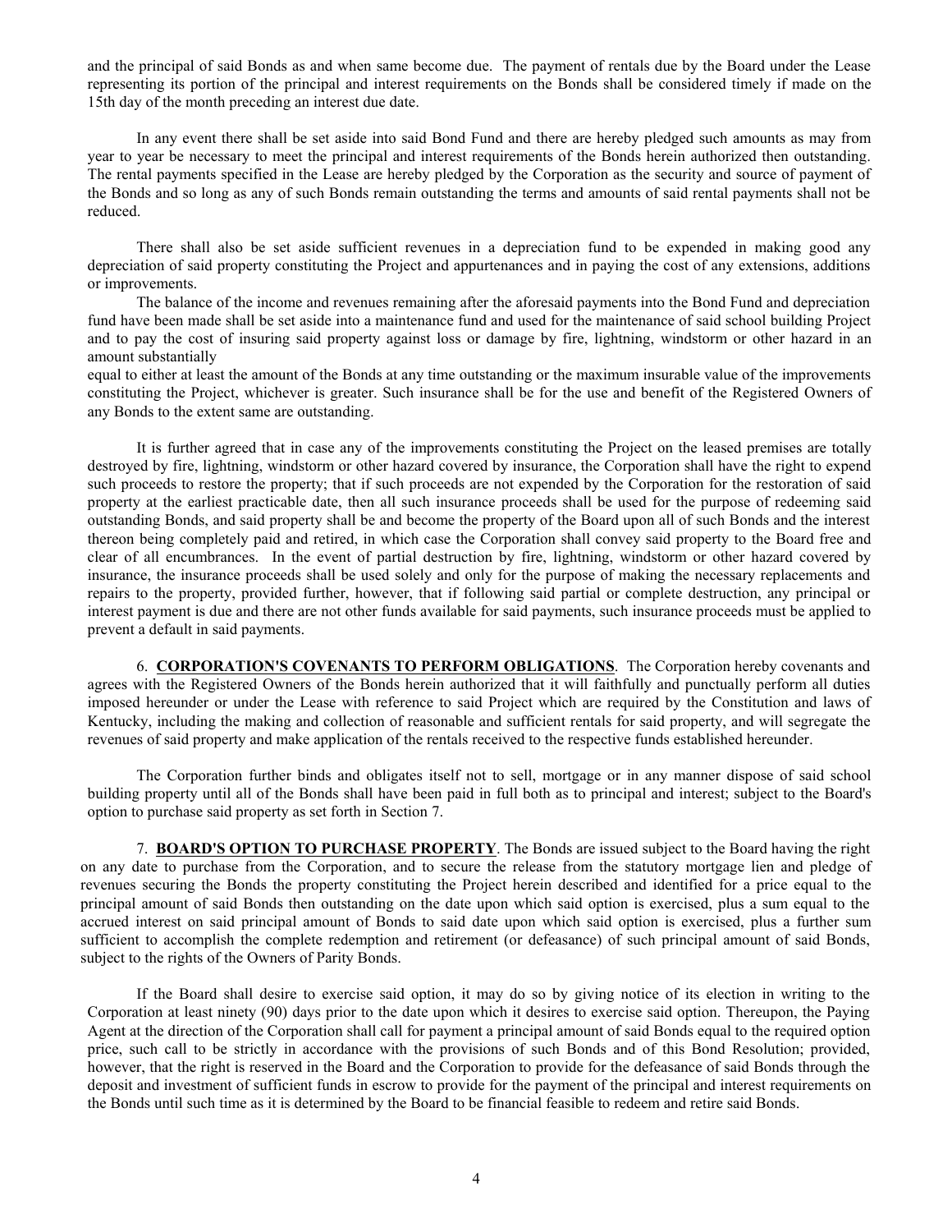and the principal of said Bonds as and when same become due. The payment of rentals due by the Board under the Lease representing its portion of the principal and interest requirements on the Bonds shall be considered timely if made on the 15th day of the month preceding an interest due date.

In any event there shall be set aside into said Bond Fund and there are hereby pledged such amounts as may from year to year be necessary to meet the principal and interest requirements of the Bonds herein authorized then outstanding. The rental payments specified in the Lease are hereby pledged by the Corporation as the security and source of payment of the Bonds and so long as any of such Bonds remain outstanding the terms and amounts of said rental payments shall not be reduced.

There shall also be set aside sufficient revenues in a depreciation fund to be expended in making good any depreciation of said property constituting the Project and appurtenances and in paying the cost of any extensions, additions or improvements.

The balance of the income and revenues remaining after the aforesaid payments into the Bond Fund and depreciation fund have been made shall be set aside into a maintenance fund and used for the maintenance of said school building Project and to pay the cost of insuring said property against loss or damage by fire, lightning, windstorm or other hazard in an amount substantially

equal to either at least the amount of the Bonds at any time outstanding or the maximum insurable value of the improvements constituting the Project, whichever is greater. Such insurance shall be for the use and benefit of the Registered Owners of any Bonds to the extent same are outstanding.

It is further agreed that in case any of the improvements constituting the Project on the leased premises are totally destroyed by fire, lightning, windstorm or other hazard covered by insurance, the Corporation shall have the right to expend such proceeds to restore the property; that if such proceeds are not expended by the Corporation for the restoration of said property at the earliest practicable date, then all such insurance proceeds shall be used for the purpose of redeeming said outstanding Bonds, and said property shall be and become the property of the Board upon all of such Bonds and the interest thereon being completely paid and retired, in which case the Corporation shall convey said property to the Board free and clear of all encumbrances. In the event of partial destruction by fire, lightning, windstorm or other hazard covered by insurance, the insurance proceeds shall be used solely and only for the purpose of making the necessary replacements and repairs to the property, provided further, however, that if following said partial or complete destruction, any principal or interest payment is due and there are not other funds available for said payments, such insurance proceeds must be applied to prevent a default in said payments.

6. **CORPORATION'S COVENANTS TO PERFORM OBLIGATIONS**. The Corporation hereby covenants and agrees with the Registered Owners of the Bonds herein authorized that it will faithfully and punctually perform all duties imposed hereunder or under the Lease with reference to said Project which are required by the Constitution and laws of Kentucky, including the making and collection of reasonable and sufficient rentals for said property, and will segregate the revenues of said property and make application of the rentals received to the respective funds established hereunder.

The Corporation further binds and obligates itself not to sell, mortgage or in any manner dispose of said school building property until all of the Bonds shall have been paid in full both as to principal and interest; subject to the Board's option to purchase said property as set forth in Section 7.

7. **BOARD'S OPTION TO PURCHASE PROPERTY**. The Bonds are issued subject to the Board having the right on any date to purchase from the Corporation, and to secure the release from the statutory mortgage lien and pledge of revenues securing the Bonds the property constituting the Project herein described and identified for a price equal to the principal amount of said Bonds then outstanding on the date upon which said option is exercised, plus a sum equal to the accrued interest on said principal amount of Bonds to said date upon which said option is exercised, plus a further sum sufficient to accomplish the complete redemption and retirement (or defeasance) of such principal amount of said Bonds, subject to the rights of the Owners of Parity Bonds.

If the Board shall desire to exercise said option, it may do so by giving notice of its election in writing to the Corporation at least ninety (90) days prior to the date upon which it desires to exercise said option. Thereupon, the Paying Agent at the direction of the Corporation shall call for payment a principal amount of said Bonds equal to the required option price, such call to be strictly in accordance with the provisions of such Bonds and of this Bond Resolution; provided, however, that the right is reserved in the Board and the Corporation to provide for the defeasance of said Bonds through the deposit and investment of sufficient funds in escrow to provide for the payment of the principal and interest requirements on the Bonds until such time as it is determined by the Board to be financial feasible to redeem and retire said Bonds.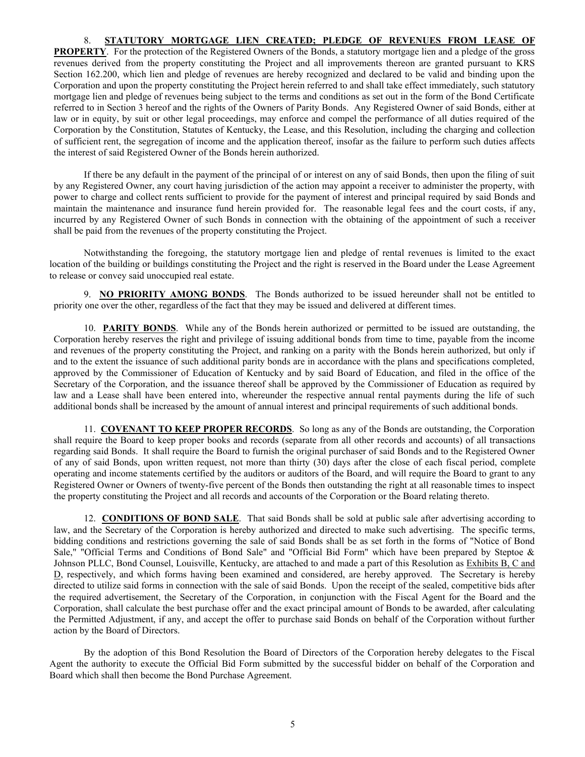8. **STATUTORY MORTGAGE LIEN CREATED; PLEDGE OF REVENUES FROM LEASE OF PROPERTY**. For the protection of the Registered Owners of the Bonds, a statutory mortgage lien and a pledge of the gross revenues derived from the property constituting the Project and all improvements thereon are granted pursuant to KRS Section 162.200, which lien and pledge of revenues are hereby recognized and declared to be valid and binding upon the Corporation and upon the property constituting the Project herein referred to and shall take effect immediately, such statutory mortgage lien and pledge of revenues being subject to the terms and conditions as set out in the form of the Bond Certificate referred to in Section 3 hereof and the rights of the Owners of Parity Bonds. Any Registered Owner of said Bonds, either at law or in equity, by suit or other legal proceedings, may enforce and compel the performance of all duties required of the Corporation by the Constitution, Statutes of Kentucky, the Lease, and this Resolution, including the charging and collection of sufficient rent, the segregation of income and the application thereof, insofar as the failure to perform such duties affects the interest of said Registered Owner of the Bonds herein authorized.

If there be any default in the payment of the principal of or interest on any of said Bonds, then upon the filing of suit by any Registered Owner, any court having jurisdiction of the action may appoint a receiver to administer the property, with power to charge and collect rents sufficient to provide for the payment of interest and principal required by said Bonds and maintain the maintenance and insurance fund herein provided for. The reasonable legal fees and the court costs, if any, incurred by any Registered Owner of such Bonds in connection with the obtaining of the appointment of such a receiver shall be paid from the revenues of the property constituting the Project.

Notwithstanding the foregoing, the statutory mortgage lien and pledge of rental revenues is limited to the exact location of the building or buildings constituting the Project and the right is reserved in the Board under the Lease Agreement to release or convey said unoccupied real estate.

9. **NO PRIORITY AMONG BONDS**. The Bonds authorized to be issued hereunder shall not be entitled to priority one over the other, regardless of the fact that they may be issued and delivered at different times.

10. **PARITY BONDS**. While any of the Bonds herein authorized or permitted to be issued are outstanding, the Corporation hereby reserves the right and privilege of issuing additional bonds from time to time, payable from the income and revenues of the property constituting the Project, and ranking on a parity with the Bonds herein authorized, but only if and to the extent the issuance of such additional parity bonds are in accordance with the plans and specifications completed, approved by the Commissioner of Education of Kentucky and by said Board of Education, and filed in the office of the Secretary of the Corporation, and the issuance thereof shall be approved by the Commissioner of Education as required by law and a Lease shall have been entered into, whereunder the respective annual rental payments during the life of such additional bonds shall be increased by the amount of annual interest and principal requirements of such additional bonds.

11. **COVENANT TO KEEP PROPER RECORDS**. So long as any of the Bonds are outstanding, the Corporation shall require the Board to keep proper books and records (separate from all other records and accounts) of all transactions regarding said Bonds. It shall require the Board to furnish the original purchaser of said Bonds and to the Registered Owner of any of said Bonds, upon written request, not more than thirty (30) days after the close of each fiscal period, complete operating and income statements certified by the auditors or auditors of the Board, and will require the Board to grant to any Registered Owner or Owners of twenty-five percent of the Bonds then outstanding the right at all reasonable times to inspect the property constituting the Project and all records and accounts of the Corporation or the Board relating thereto.

12. **CONDITIONS OF BOND SALE**. That said Bonds shall be sold at public sale after advertising according to law, and the Secretary of the Corporation is hereby authorized and directed to make such advertising. The specific terms, bidding conditions and restrictions governing the sale of said Bonds shall be as set forth in the forms of "Notice of Bond Sale," "Official Terms and Conditions of Bond Sale" and "Official Bid Form" which have been prepared by Steptoe & Johnson PLLC, Bond Counsel, Louisville, Kentucky, are attached to and made a part of this Resolution as Exhibits B, C and D, respectively, and which forms having been examined and considered, are hereby approved. The Secretary is hereby directed to utilize said forms in connection with the sale of said Bonds. Upon the receipt of the sealed, competitive bids after the required advertisement, the Secretary of the Corporation, in conjunction with the Fiscal Agent for the Board and the Corporation, shall calculate the best purchase offer and the exact principal amount of Bonds to be awarded, after calculating the Permitted Adjustment, if any, and accept the offer to purchase said Bonds on behalf of the Corporation without further action by the Board of Directors.

By the adoption of this Bond Resolution the Board of Directors of the Corporation hereby delegates to the Fiscal Agent the authority to execute the Official Bid Form submitted by the successful bidder on behalf of the Corporation and Board which shall then become the Bond Purchase Agreement.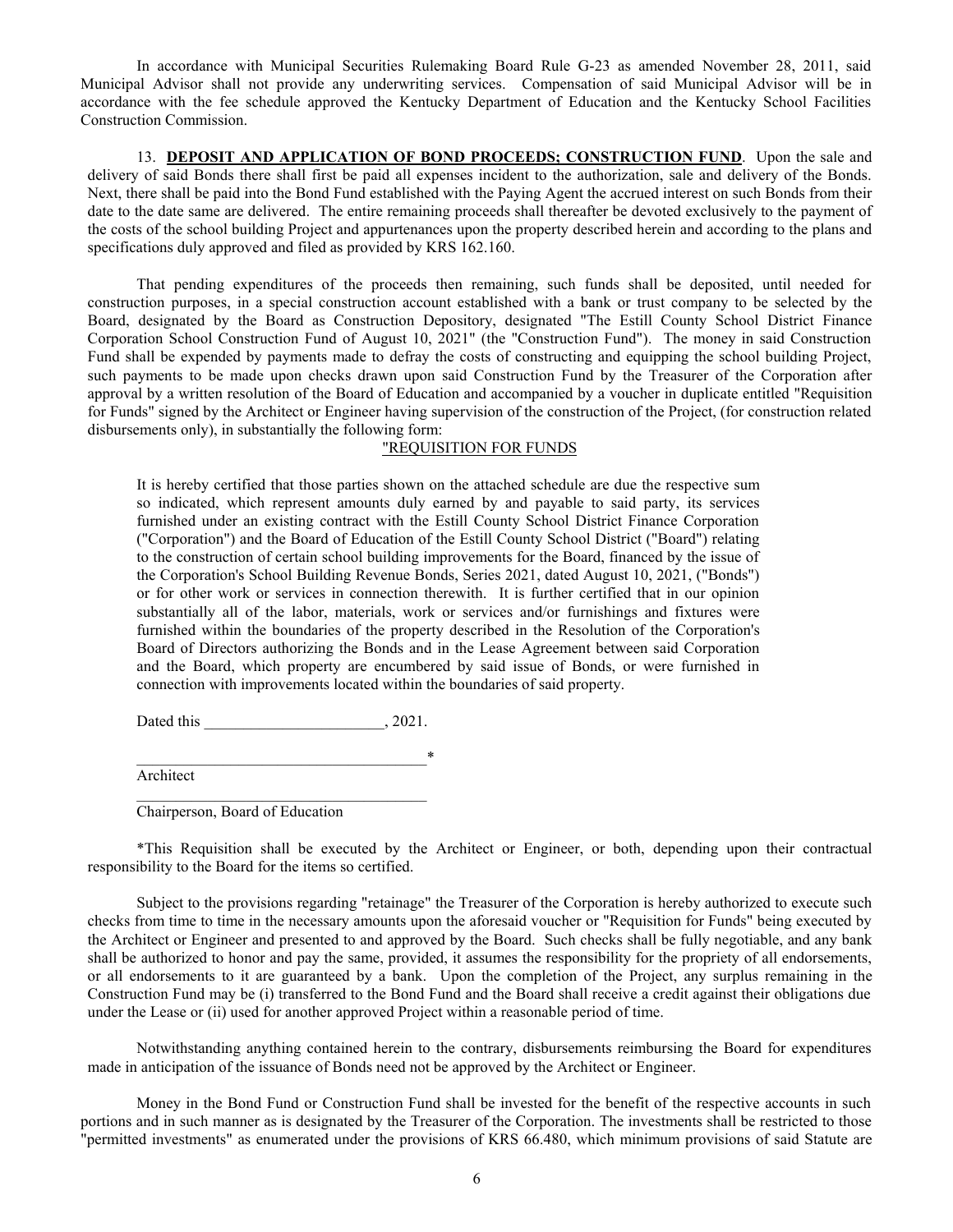In accordance with Municipal Securities Rulemaking Board Rule G-23 as amended November 28, 2011, said Municipal Advisor shall not provide any underwriting services. Compensation of said Municipal Advisor will be in accordance with the fee schedule approved the Kentucky Department of Education and the Kentucky School Facilities Construction Commission.

13. **DEPOSIT AND APPLICATION OF BOND PROCEEDS; CONSTRUCTION FUND**. Upon the sale and delivery of said Bonds there shall first be paid all expenses incident to the authorization, sale and delivery of the Bonds. Next, there shall be paid into the Bond Fund established with the Paying Agent the accrued interest on such Bonds from their date to the date same are delivered. The entire remaining proceeds shall thereafter be devoted exclusively to the payment of the costs of the school building Project and appurtenances upon the property described herein and according to the plans and specifications duly approved and filed as provided by KRS 162.160.

That pending expenditures of the proceeds then remaining, such funds shall be deposited, until needed for construction purposes, in a special construction account established with a bank or trust company to be selected by the Board, designated by the Board as Construction Depository, designated "The Estill County School District Finance Corporation School Construction Fund of August 10, 2021" (the "Construction Fund"). The money in said Construction Fund shall be expended by payments made to defray the costs of constructing and equipping the school building Project, such payments to be made upon checks drawn upon said Construction Fund by the Treasurer of the Corporation after approval by a written resolution of the Board of Education and accompanied by a voucher in duplicate entitled "Requisition for Funds" signed by the Architect or Engineer having supervision of the construction of the Project, (for construction related disbursements only), in substantially the following form:

"REQUISITION FOR FUNDS

It is hereby certified that those parties shown on the attached schedule are due the respective sum so indicated, which represent amounts duly earned by and payable to said party, its services furnished under an existing contract with the Estill County School District Finance Corporation ("Corporation") and the Board of Education of the Estill County School District ("Board") relating to the construction of certain school building improvements for the Board, financed by the issue of the Corporation's School Building Revenue Bonds, Series 2021, dated August 10, 2021, ("Bonds") or for other work or services in connection therewith. It is further certified that in our opinion substantially all of the labor, materials, work or services and/or furnishings and fixtures were furnished within the boundaries of the property described in the Resolution of the Corporation's Board of Directors authorizing the Bonds and in the Lease Agreement between said Corporation and the Board, which property are encumbered by said issue of Bonds, or were furnished in connection with improvements located within the boundaries of said property.

Dated this \_\_\_\_\_\_\_\_\_\_\_\_\_\_\_\_\_\_\_\_\_\_\_, 2021.

\_\_\_\_\_\_\_\_\_\_\_\_\_\_\_\_\_\_\_\_\_\_\_\_\_\_\_\_\_\_\_\_\_\_\_\_\_*
Architect

\_\_\_\_\_\_\_\_\_\_\_\_\_\_\_\_\_\_\_\_\_\_\_\_\_\_\_\_\_\_\_\_\_\_\_\_\_
Chairperson, Board of Education

*This Requisition shall be executed by the Architect or Engineer, or both, depending upon their contractual responsibility to the Board for the items so certified.

Subject to the provisions regarding "retainage" the Treasurer of the Corporation is hereby authorized to execute such checks from time to time in the necessary amounts upon the aforesaid voucher or "Requisition for Funds" being executed by the Architect or Engineer and presented to and approved by the Board. Such checks shall be fully negotiable, and any bank shall be authorized to honor and pay the same, provided, it assumes the responsibility for the propriety of all endorsements, or all endorsements to it are guaranteed by a bank. Upon the completion of the Project, any surplus remaining in the Construction Fund may be (i) transferred to the Bond Fund and the Board shall receive a credit against their obligations due under the Lease or (ii) used for another approved Project within a reasonable period of time.

Notwithstanding anything contained herein to the contrary, disbursements reimbursing the Board for expenditures made in anticipation of the issuance of Bonds need not be approved by the Architect or Engineer.

Money in the Bond Fund or Construction Fund shall be invested for the benefit of the respective accounts in such portions and in such manner as is designated by the Treasurer of the Corporation. The investments shall be restricted to those "permitted investments" as enumerated under the provisions of KRS 66.480, which minimum provisions of said Statute are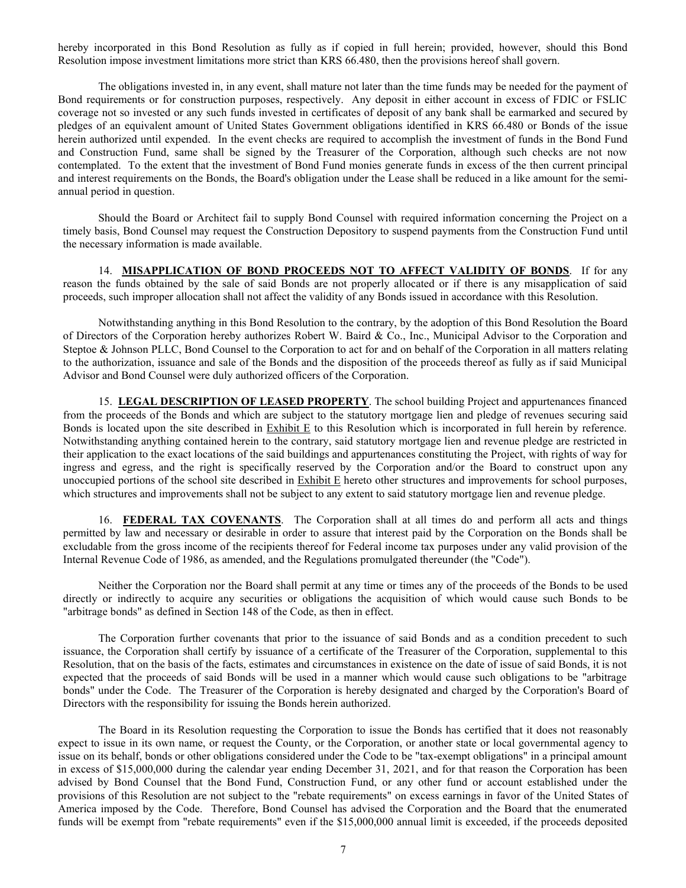hereby incorporated in this Bond Resolution as fully as if copied in full herein; provided, however, should this Bond Resolution impose investment limitations more strict than KRS 66.480, then the provisions hereof shall govern.

The obligations invested in, in any event, shall mature not later than the time funds may be needed for the payment of Bond requirements or for construction purposes, respectively. Any deposit in either account in excess of FDIC or FSLIC coverage not so invested or any such funds invested in certificates of deposit of any bank shall be earmarked and secured by pledges of an equivalent amount of United States Government obligations identified in KRS 66.480 or Bonds of the issue herein authorized until expended. In the event checks are required to accomplish the investment of funds in the Bond Fund and Construction Fund, same shall be signed by the Treasurer of the Corporation, although such checks are not now contemplated. To the extent that the investment of Bond Fund monies generate funds in excess of the then current principal and interest requirements on the Bonds, the Board's obligation under the Lease shall be reduced in a like amount for the semi-annual period in question.

Should the Board or Architect fail to supply Bond Counsel with required information concerning the Project on a timely basis, Bond Counsel may request the Construction Depository to suspend payments from the Construction Fund until the necessary information is made available.

14. **MISAPPLICATION OF BOND PROCEEDS NOT TO AFFECT VALIDITY OF BONDS**. If for any reason the funds obtained by the sale of said Bonds are not properly allocated or if there is any misapplication of said proceeds, such improper allocation shall not affect the validity of any Bonds issued in accordance with this Resolution.

Notwithstanding anything in this Bond Resolution to the contrary, by the adoption of this Bond Resolution the Board of Directors of the Corporation hereby authorizes Robert W. Baird & Co., Inc., Municipal Advisor to the Corporation and Steptoe & Johnson PLLC, Bond Counsel to the Corporation to act for and on behalf of the Corporation in all matters relating to the authorization, issuance and sale of the Bonds and the disposition of the proceeds thereof as fully as if said Municipal Advisor and Bond Counsel were duly authorized officers of the Corporation.

15. **LEGAL DESCRIPTION OF LEASED PROPERTY**. The school building Project and appurtenances financed from the proceeds of the Bonds and which are subject to the statutory mortgage lien and pledge of revenues securing said Bonds is located upon the site described in Exhibit E to this Resolution which is incorporated in full herein by reference. Notwithstanding anything contained herein to the contrary, said statutory mortgage lien and revenue pledge are restricted in their application to the exact locations of the said buildings and appurtenances constituting the Project, with rights of way for ingress and egress, and the right is specifically reserved by the Corporation and/or the Board to construct upon any unoccupied portions of the school site described in Exhibit E hereto other structures and improvements for school purposes, which structures and improvements shall not be subject to any extent to said statutory mortgage lien and revenue pledge.

16. **FEDERAL TAX COVENANTS**. The Corporation shall at all times do and perform all acts and things permitted by law and necessary or desirable in order to assure that interest paid by the Corporation on the Bonds shall be excludable from the gross income of the recipients thereof for Federal income tax purposes under any valid provision of the Internal Revenue Code of 1986, as amended, and the Regulations promulgated thereunder (the "Code").

Neither the Corporation nor the Board shall permit at any time or times any of the proceeds of the Bonds to be used directly or indirectly to acquire any securities or obligations the acquisition of which would cause such Bonds to be "arbitrage bonds" as defined in Section 148 of the Code, as then in effect.

The Corporation further covenants that prior to the issuance of said Bonds and as a condition precedent to such issuance, the Corporation shall certify by issuance of a certificate of the Treasurer of the Corporation, supplemental to this Resolution, that on the basis of the facts, estimates and circumstances in existence on the date of issue of said Bonds, it is not expected that the proceeds of said Bonds will be used in a manner which would cause such obligations to be "arbitrage bonds" under the Code. The Treasurer of the Corporation is hereby designated and charged by the Corporation's Board of Directors with the responsibility for issuing the Bonds herein authorized.

The Board in its Resolution requesting the Corporation to issue the Bonds has certified that it does not reasonably expect to issue in its own name, or request the County, or the Corporation, or another state or local governmental agency to issue on its behalf, bonds or other obligations considered under the Code to be "tax-exempt obligations" in a principal amount in excess of $15,000,000 during the calendar year ending December 31, 2021, and for that reason the Corporation has been advised by Bond Counsel that the Bond Fund, Construction Fund, or any other fund or account established under the provisions of this Resolution are not subject to the "rebate requirements" on excess earnings in favor of the United States of America imposed by the Code. Therefore, Bond Counsel has advised the Corporation and the Board that the enumerated funds will be exempt from "rebate requirements" even if the $15,000,000 annual limit is exceeded, if the proceeds deposited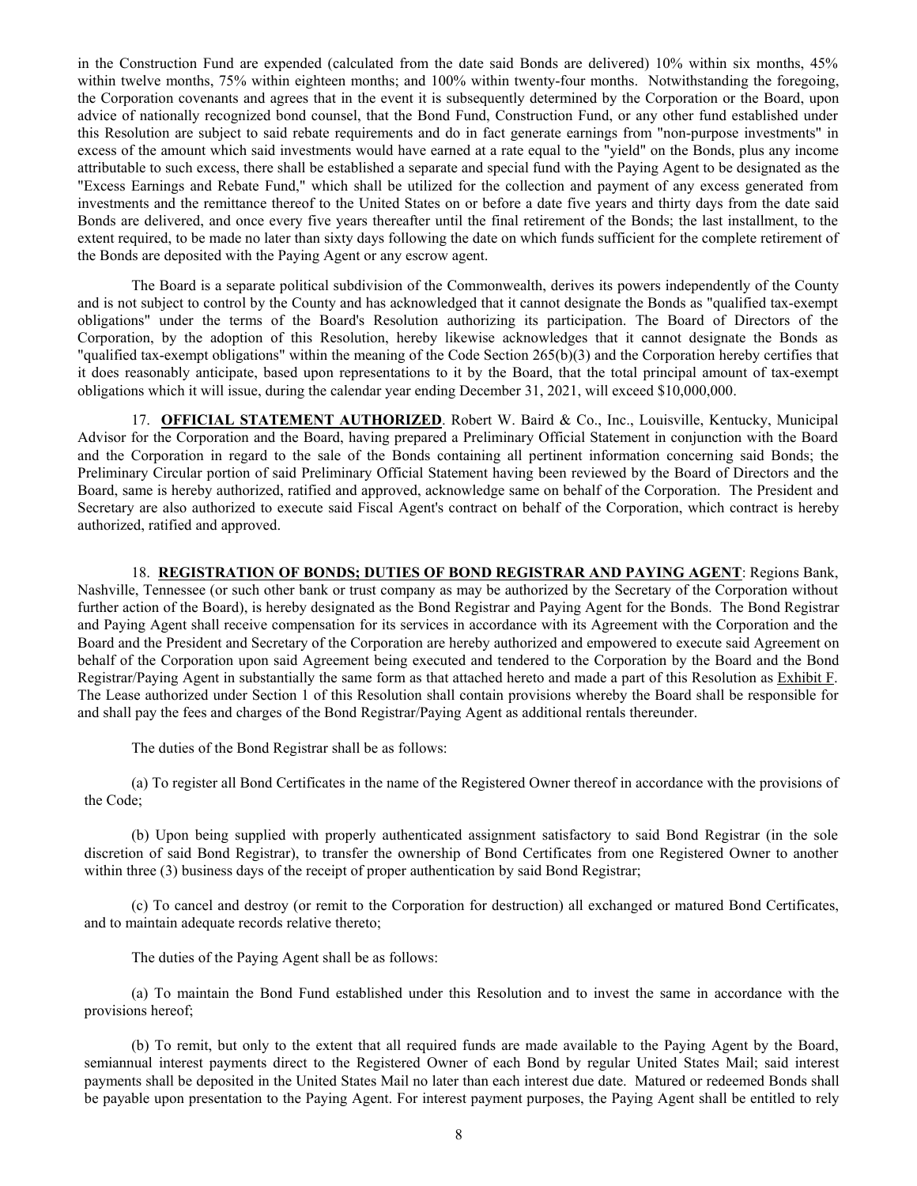in the Construction Fund are expended (calculated from the date said Bonds are delivered) 10% within six months, 45% within twelve months, 75% within eighteen months; and 100% within twenty-four months. Notwithstanding the foregoing, the Corporation covenants and agrees that in the event it is subsequently determined by the Corporation or the Board, upon advice of nationally recognized bond counsel, that the Bond Fund, Construction Fund, or any other fund established under this Resolution are subject to said rebate requirements and do in fact generate earnings from "non-purpose investments" in excess of the amount which said investments would have earned at a rate equal to the "yield" on the Bonds, plus any income attributable to such excess, there shall be established a separate and special fund with the Paying Agent to be designated as the "Excess Earnings and Rebate Fund," which shall be utilized for the collection and payment of any excess generated from investments and the remittance thereof to the United States on or before a date five years and thirty days from the date said Bonds are delivered, and once every five years thereafter until the final retirement of the Bonds; the last installment, to the extent required, to be made no later than sixty days following the date on which funds sufficient for the complete retirement of the Bonds are deposited with the Paying Agent or any escrow agent.

The Board is a separate political subdivision of the Commonwealth, derives its powers independently of the County and is not subject to control by the County and has acknowledged that it cannot designate the Bonds as "qualified tax-exempt obligations" under the terms of the Board's Resolution authorizing its participation. The Board of Directors of the Corporation, by the adoption of this Resolution, hereby likewise acknowledges that it cannot designate the Bonds as "qualified tax-exempt obligations" within the meaning of the Code Section 265(b)(3) and the Corporation hereby certifies that it does reasonably anticipate, based upon representations to it by the Board, that the total principal amount of tax-exempt obligations which it will issue, during the calendar year ending December 31, 2021, will exceed $10,000,000.

17. **OFFICIAL STATEMENT AUTHORIZED**. Robert W. Baird & Co., Inc., Louisville, Kentucky, Municipal Advisor for the Corporation and the Board, having prepared a Preliminary Official Statement in conjunction with the Board and the Corporation in regard to the sale of the Bonds containing all pertinent information concerning said Bonds; the Preliminary Circular portion of said Preliminary Official Statement having been reviewed by the Board of Directors and the Board, same is hereby authorized, ratified and approved, acknowledge same on behalf of the Corporation. The President and Secretary are also authorized to execute said Fiscal Agent's contract on behalf of the Corporation, which contract is hereby authorized, ratified and approved.

18. **REGISTRATION OF BONDS; DUTIES OF BOND REGISTRAR AND PAYING AGENT**: Regions Bank, Nashville, Tennessee (or such other bank or trust company as may be authorized by the Secretary of the Corporation without further action of the Board), is hereby designated as the Bond Registrar and Paying Agent for the Bonds. The Bond Registrar and Paying Agent shall receive compensation for its services in accordance with its Agreement with the Corporation and the Board and the President and Secretary of the Corporation are hereby authorized and empowered to execute said Agreement on behalf of the Corporation upon said Agreement being executed and tendered to the Corporation by the Board and the Bond Registrar/Paying Agent in substantially the same form as that attached hereto and made a part of this Resolution as Exhibit F. The Lease authorized under Section 1 of this Resolution shall contain provisions whereby the Board shall be responsible for and shall pay the fees and charges of the Bond Registrar/Paying Agent as additional rentals thereunder.

The duties of the Bond Registrar shall be as follows:

(a) To register all Bond Certificates in the name of the Registered Owner thereof in accordance with the provisions of the Code;

(b) Upon being supplied with properly authenticated assignment satisfactory to said Bond Registrar (in the sole discretion of said Bond Registrar), to transfer the ownership of Bond Certificates from one Registered Owner to another within three (3) business days of the receipt of proper authentication by said Bond Registrar;

(c) To cancel and destroy (or remit to the Corporation for destruction) all exchanged or matured Bond Certificates, and to maintain adequate records relative thereto;

The duties of the Paying Agent shall be as follows:

(a) To maintain the Bond Fund established under this Resolution and to invest the same in accordance with the provisions hereof;

(b) To remit, but only to the extent that all required funds are made available to the Paying Agent by the Board, semiannual interest payments direct to the Registered Owner of each Bond by regular United States Mail; said interest payments shall be deposited in the United States Mail no later than each interest due date. Matured or redeemed Bonds shall be payable upon presentation to the Paying Agent. For interest payment purposes, the Paying Agent shall be entitled to rely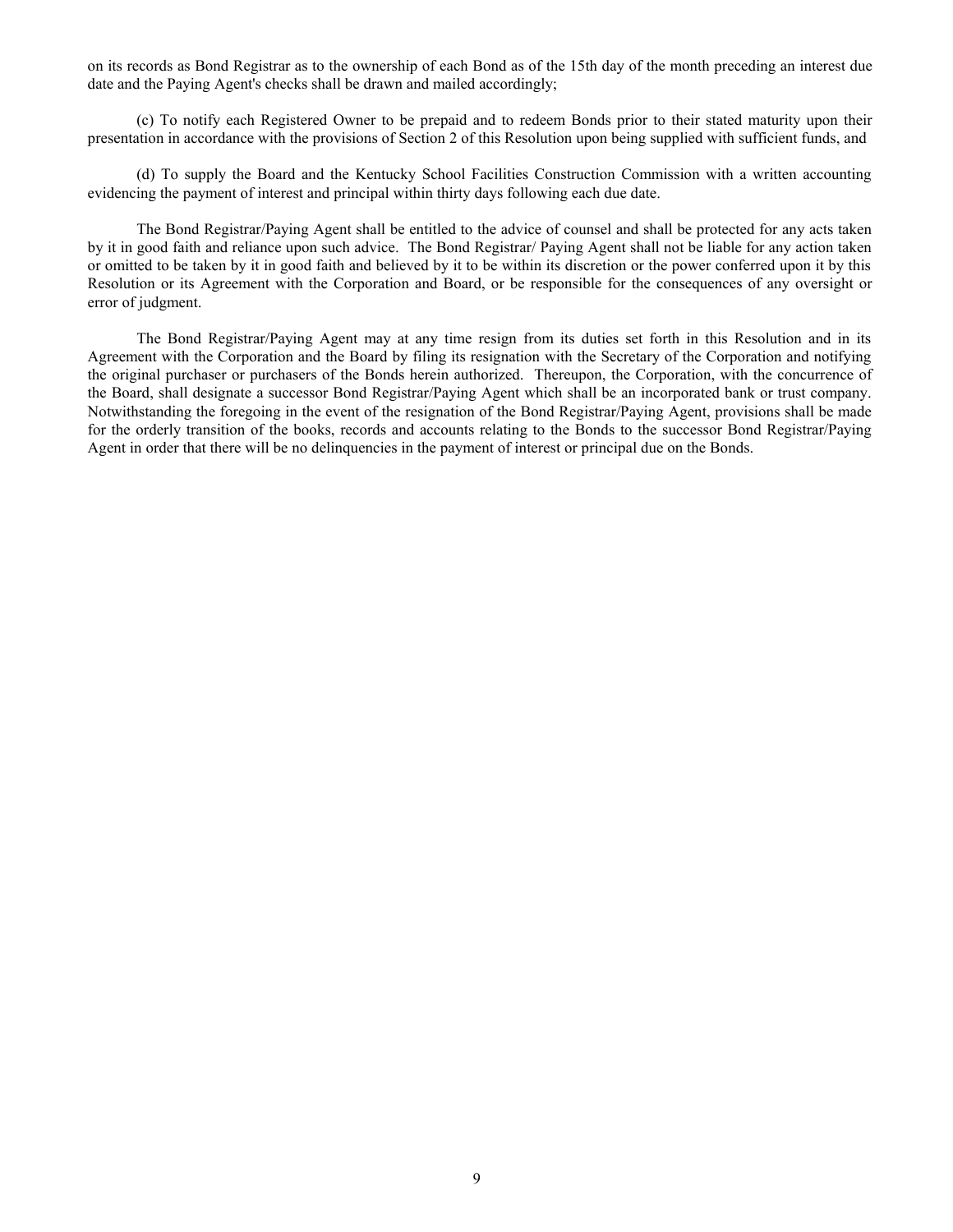on its records as Bond Registrar as to the ownership of each Bond as of the 15th day of the month preceding an interest due date and the Paying Agent's checks shall be drawn and mailed accordingly;

(c) To notify each Registered Owner to be prepaid and to redeem Bonds prior to their stated maturity upon their presentation in accordance with the provisions of Section 2 of this Resolution upon being supplied with sufficient funds, and

(d) To supply the Board and the Kentucky School Facilities Construction Commission with a written accounting evidencing the payment of interest and principal within thirty days following each due date.

The Bond Registrar/Paying Agent shall be entitled to the advice of counsel and shall be protected for any acts taken by it in good faith and reliance upon such advice. The Bond Registrar/ Paying Agent shall not be liable for any action taken or omitted to be taken by it in good faith and believed by it to be within its discretion or the power conferred upon it by this Resolution or its Agreement with the Corporation and Board, or be responsible for the consequences of any oversight or error of judgment.

The Bond Registrar/Paying Agent may at any time resign from its duties set forth in this Resolution and in its Agreement with the Corporation and the Board by filing its resignation with the Secretary of the Corporation and notifying the original purchaser or purchasers of the Bonds herein authorized. Thereupon, the Corporation, with the concurrence of the Board, shall designate a successor Bond Registrar/Paying Agent which shall be an incorporated bank or trust company. Notwithstanding the foregoing in the event of the resignation of the Bond Registrar/Paying Agent, provisions shall be made for the orderly transition of the books, records and accounts relating to the Bonds to the successor Bond Registrar/Paying Agent in order that there will be no delinquencies in the payment of interest or principal due on the Bonds.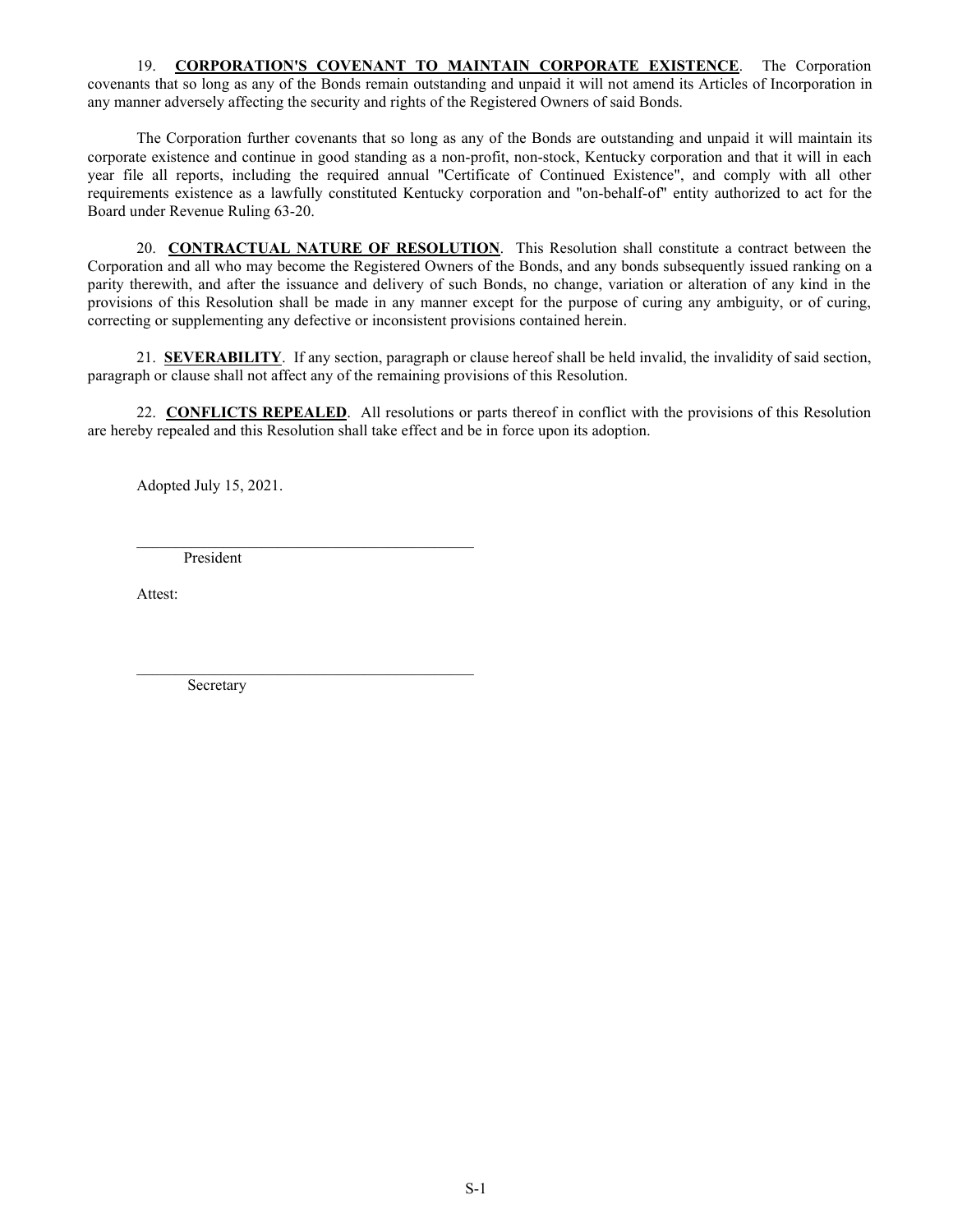19. **CORPORATION'S COVENANT TO MAINTAIN CORPORATE EXISTENCE**. The Corporation covenants that so long as any of the Bonds remain outstanding and unpaid it will not amend its Articles of Incorporation in any manner adversely affecting the security and rights of the Registered Owners of said Bonds.

The Corporation further covenants that so long as any of the Bonds are outstanding and unpaid it will maintain its corporate existence and continue in good standing as a non-profit, non-stock, Kentucky corporation and that it will in each year file all reports, including the required annual "Certificate of Continued Existence", and comply with all other requirements existence as a lawfully constituted Kentucky corporation and "on-behalf-of" entity authorized to act for the Board under Revenue Ruling 63-20.

20. **CONTRACTUAL NATURE OF RESOLUTION**. This Resolution shall constitute a contract between the Corporation and all who may become the Registered Owners of the Bonds, and any bonds subsequently issued ranking on a parity therewith, and after the issuance and delivery of such Bonds, no change, variation or alteration of any kind in the provisions of this Resolution shall be made in any manner except for the purpose of curing any ambiguity, or of curing, correcting or supplementing any defective or inconsistent provisions contained herein.

21. **SEVERABILITY**. If any section, paragraph or clause hereof shall be held invalid, the invalidity of said section, paragraph or clause shall not affect any of the remaining provisions of this Resolution.

22. **CONFLICTS REPEALED**. All resolutions or parts thereof in conflict with the provisions of this Resolution are hereby repealed and this Resolution shall take effect and be in force upon its adoption.

Adopted July 15, 2021.

\_\_\_\_\_\_\_\_\_\_\_\_\_\_\_\_\_\_\_\_\_\_\_\_\_\_\_\_\_\_\_\_\_\_\_\_\_\_\_\_\_\_
President

Attest:

\_\_\_\_\_\_\_\_\_\_\_\_\_\_\_\_\_\_\_\_\_\_\_\_\_\_\_\_\_\_\_\_\_\_\_\_\_\_\_\_\_\_
Secretary